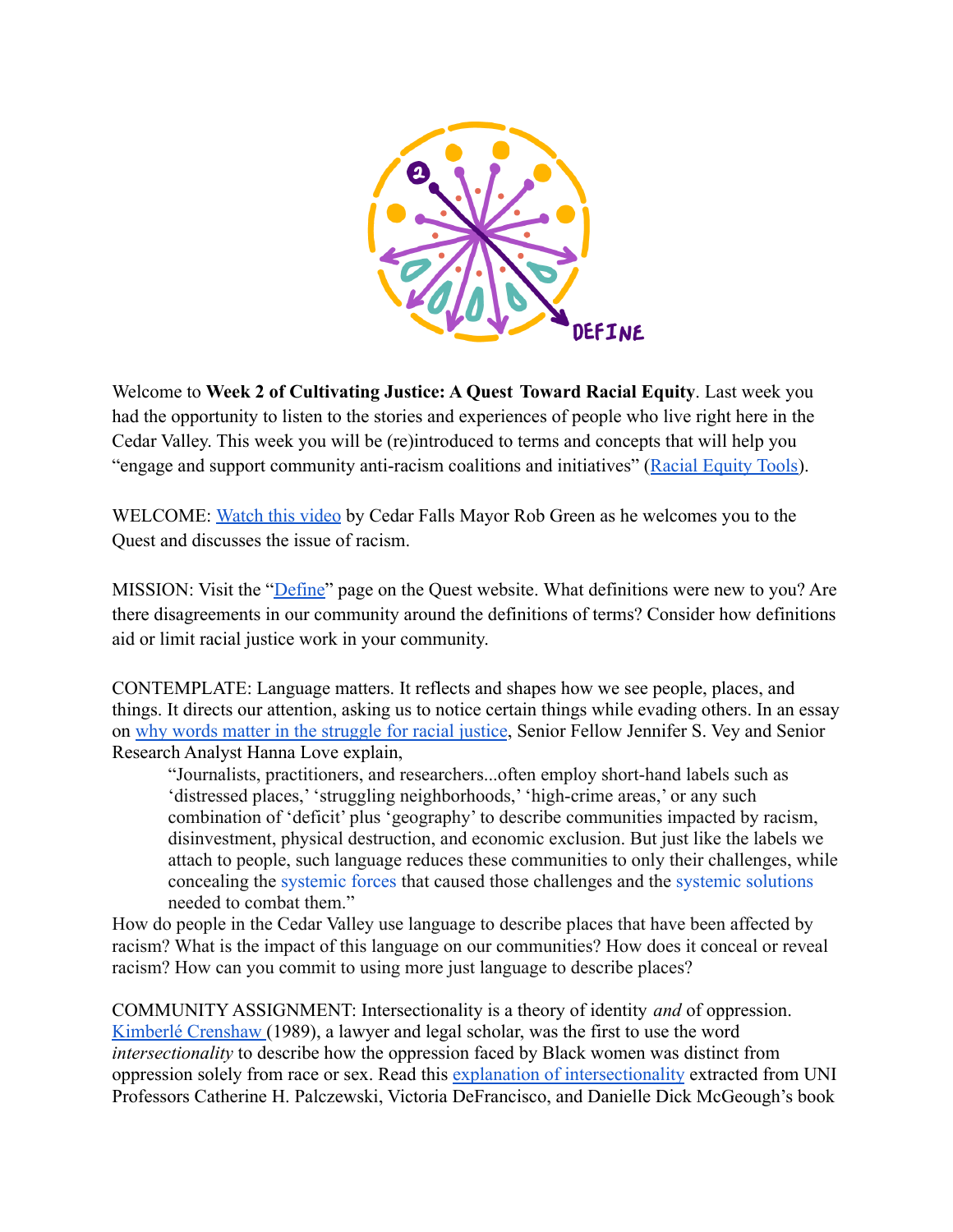Welcome to **Week 2 of Cultivating Justice: A Quest Toward Racial Equity**. Last week you had the opportunity to listen to the stories and experiences of people who live right here in the Cedar Valley. This week you will be (re)introduced to terms and concepts that will help you "engage and support community anti-racism coalitions and initiatives" (Racial Equity Tools).

WELCOME: Watch this video by Cedar Falls Mayor Rob Green as he welcomes you to the Quest and discusses the issue of racism.

MISSION: Visit the "Define" page on the Quest website. What definitions were new to you? Are there disagreements in our community around the definitions of terms? Consider how definitions aid or limit racial justice work in your community.

CONTEMPLATE: Language matters. It reflects and shapes how we see people, places, and things. It directs our attention, asking us to notice certain things while evading others. In an essay on why words matter in the struggle for racial justice, Senior Fellow Jennifer S. Vey and Senior Research Analyst Hanna Love explain,

> "Journalists, practitioners, and researchers...often employ short-hand labels such as 'distressed places,' 'struggling neighborhoods,' 'high-crime areas,' or any such combination of 'deficit' plus 'geography' to describe communities impacted by racism, disinvestment, physical destruction, and economic exclusion. But just like the labels we attach to people, such language reduces these communities to only their challenges, while concealing the systemic forces that caused those challenges and the systemic solutions needed to combat them."

How do people in the Cedar Valley use language to describe places that have been affected by racism? What is the impact of this language on our communities? How does it conceal or reveal racism? How can you commit to using more just language to describe places?

COMMUNITY ASSIGNMENT: Intersectionality is a theory of identity *and* of oppression. Kimberlé Crenshaw (1989), a lawyer and legal scholar, was the first to use the word *intersectionality* to describe how the oppression faced by Black women was distinct from oppression solely from race or sex. Read this explanation of intersectionality extracted from UNI Professors Catherine H. Palczewski, Victoria DeFrancisco, and Danielle Dick McGeough's book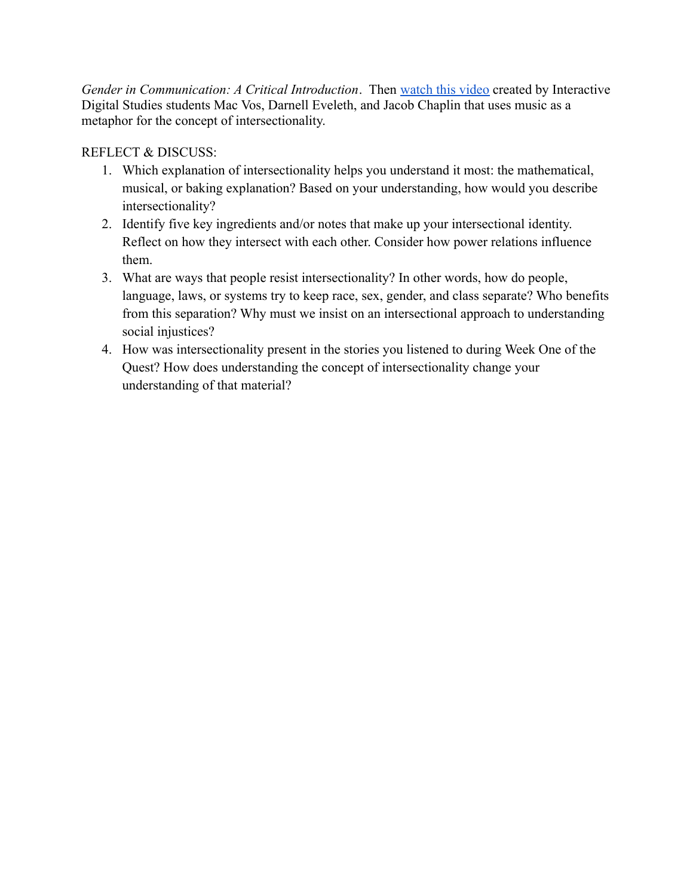*Gender in Communication: A Critical Introduction*. Then [watch this video] created by Interactive Digital Studies students Mac Vos, Darnell Eveleth, and Jacob Chaplin that uses music as a metaphor for the concept of intersectionality.

REFLECT & DISCUSS:

1. Which explanation of intersectionality helps you understand it most: the mathematical, musical, or baking explanation? Based on your understanding, how would you describe intersectionality?
2. Identify five key ingredients and/or notes that make up your intersectional identity. Reflect on how they intersect with each other. Consider how power relations influence them.
3. What are ways that people resist intersectionality? In other words, how do people, language, laws, or systems try to keep race, sex, gender, and class separate? Who benefits from this separation? Why must we insist on an intersectional approach to understanding social injustices?
4. How was intersectionality present in the stories you listened to during Week One of the Quest? How does understanding the concept of intersectionality change your understanding of that material?